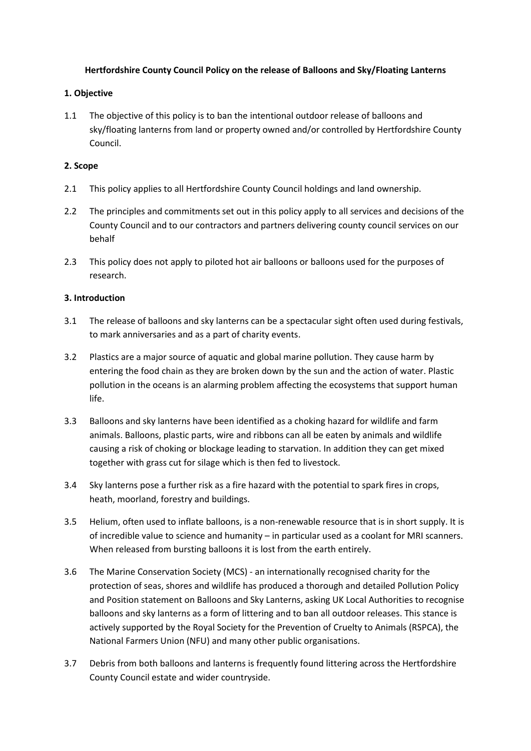**Hertfordshire County Council Policy on the release of Balloons and Sky/Floating Lanterns**

**1. Objective**

1.1 The objective of this policy is to ban the intentional outdoor release of balloons and sky/floating lanterns from land or property owned and/or controlled by Hertfordshire County Council.

**2. Scope**

2.1 This policy applies to all Hertfordshire County Council holdings and land ownership.

2.2 The principles and commitments set out in this policy apply to all services and decisions of the County Council and to our contractors and partners delivering county council services on our behalf

2.3 This policy does not apply to piloted hot air balloons or balloons used for the purposes of research.

**3. Introduction**

3.1 The release of balloons and sky lanterns can be a spectacular sight often used during festivals, to mark anniversaries and as a part of charity events.

3.2 Plastics are a major source of aquatic and global marine pollution. They cause harm by entering the food chain as they are broken down by the sun and the action of water. Plastic pollution in the oceans is an alarming problem affecting the ecosystems that support human life.

3.3 Balloons and sky lanterns have been identified as a choking hazard for wildlife and farm animals. Balloons, plastic parts, wire and ribbons can all be eaten by animals and wildlife causing a risk of choking or blockage leading to starvation. In addition they can get mixed together with grass cut for silage which is then fed to livestock.

3.4 Sky lanterns pose a further risk as a fire hazard with the potential to spark fires in crops, heath, moorland, forestry and buildings.

3.5 Helium, often used to inflate balloons, is a non-renewable resource that is in short supply. It is of incredible value to science and humanity – in particular used as a coolant for MRI scanners. When released from bursting balloons it is lost from the earth entirely.

3.6 The Marine Conservation Society (MCS) - an internationally recognised charity for the protection of seas, shores and wildlife has produced a thorough and detailed Pollution Policy and Position statement on Balloons and Sky Lanterns, asking UK Local Authorities to recognise balloons and sky lanterns as a form of littering and to ban all outdoor releases. This stance is actively supported by the Royal Society for the Prevention of Cruelty to Animals (RSPCA), the National Farmers Union (NFU) and many other public organisations.

3.7 Debris from both balloons and lanterns is frequently found littering across the Hertfordshire County Council estate and wider countryside.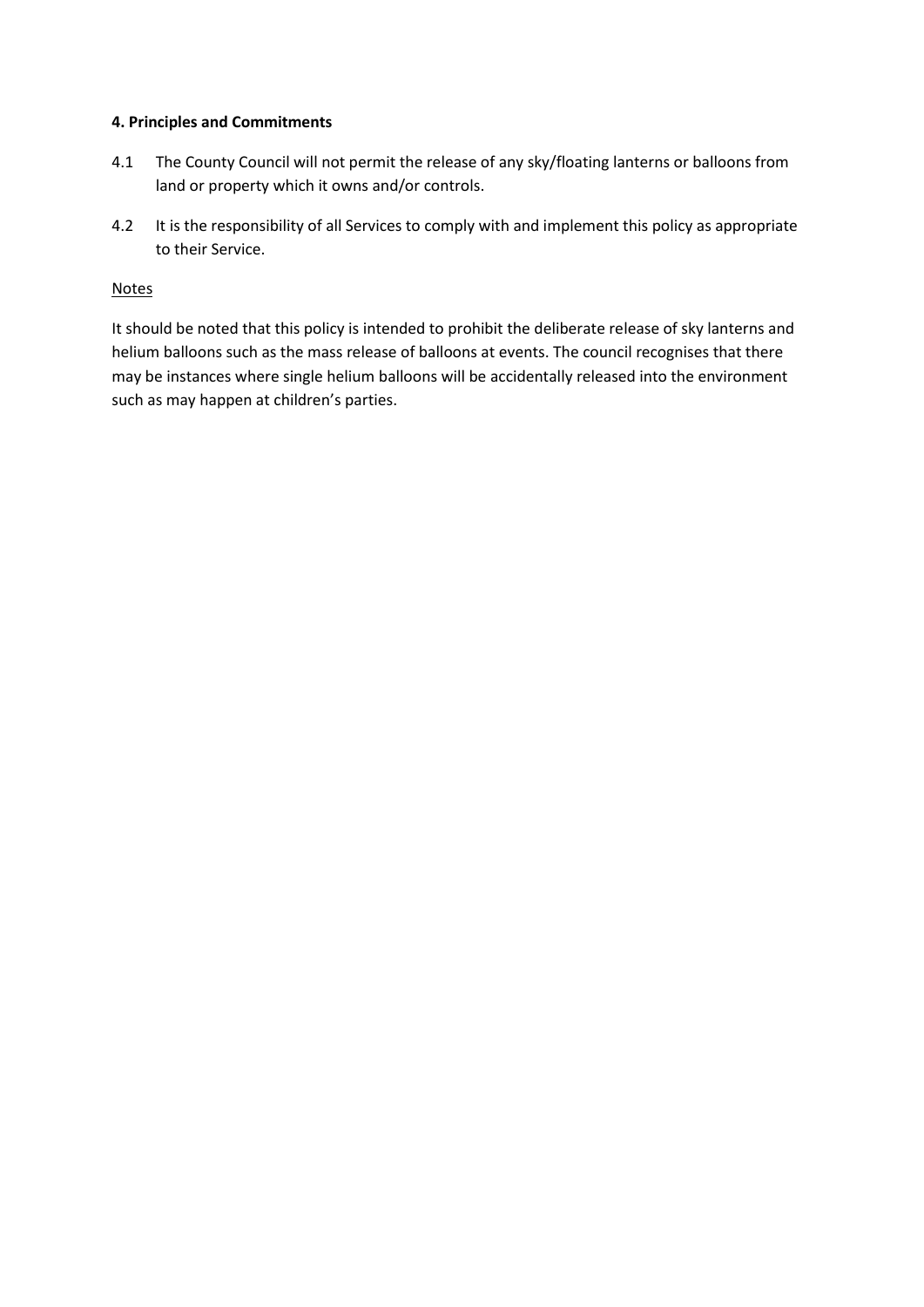**4. Principles and Commitments**

4.1 The County Council will not permit the release of any sky/floating lanterns or balloons from land or property which it owns and/or controls.

4.2 It is the responsibility of all Services to comply with and implement this policy as appropriate to their Service.

<u>Notes</u>

It should be noted that this policy is intended to prohibit the deliberate release of sky lanterns and helium balloons such as the mass release of balloons at events. The council recognises that there may be instances where single helium balloons will be accidentally released into the environment such as may happen at children's parties.